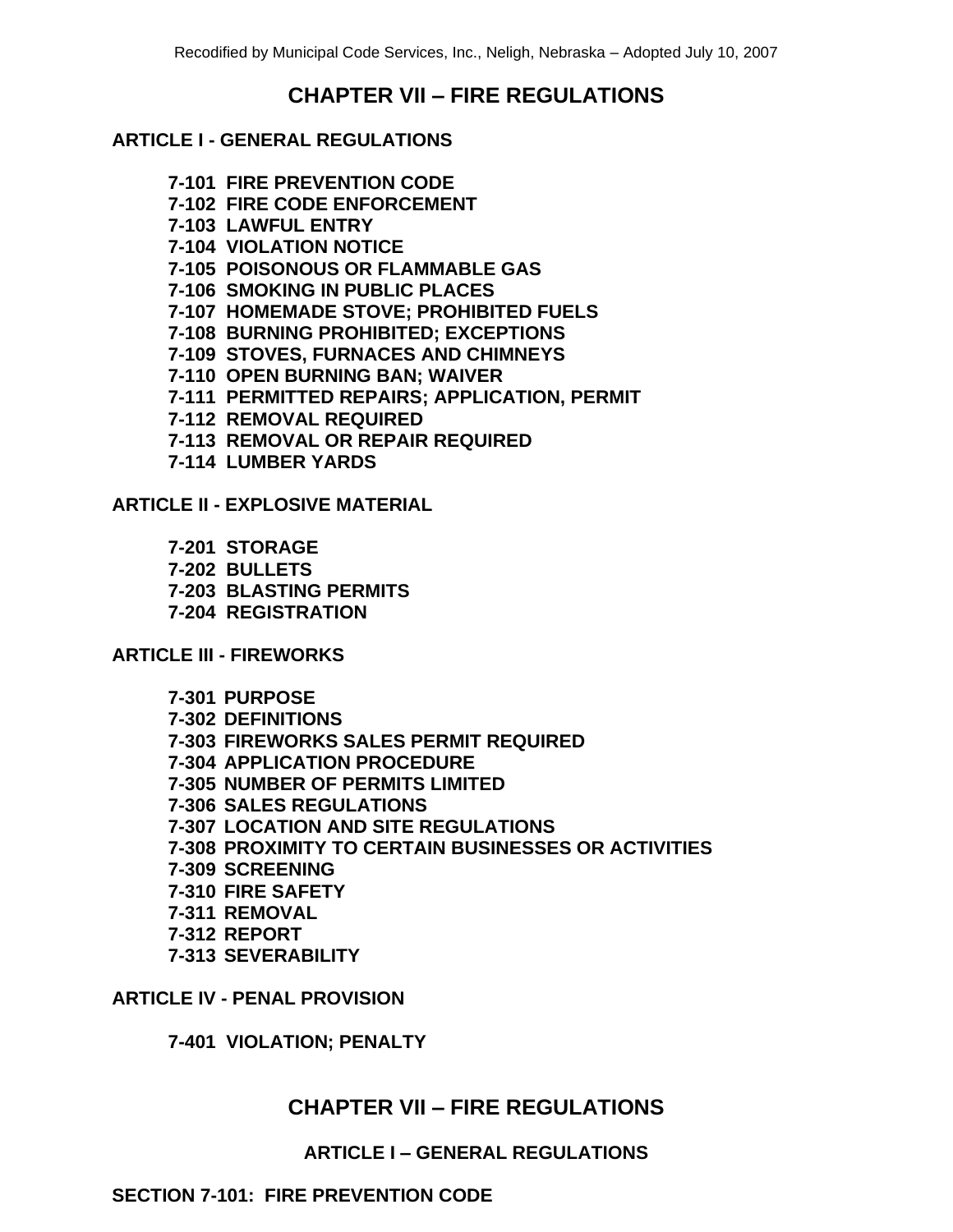# CHAPTER VII – FIRE REGULATIONS

**ARTICLE I - GENERAL REGULATIONS**

**7-101 FIRE PREVENTION CODE**
**7-102 FIRE CODE ENFORCEMENT**
**7-103 LAWFUL ENTRY**
**7-104 VIOLATION NOTICE**
**7-105 POISONOUS OR FLAMMABLE GAS**
**7-106 SMOKING IN PUBLIC PLACES**
**7-107 HOMEMADE STOVE; PROHIBITED FUELS**
**7-108 BURNING PROHIBITED; EXCEPTIONS**
**7-109 STOVES, FURNACES AND CHIMNEYS**
**7-110 OPEN BURNING BAN; WAIVER**
**7-111 PERMITTED REPAIRS; APPLICATION, PERMIT**
**7-112 REMOVAL REQUIRED**
**7-113 REMOVAL OR REPAIR REQUIRED**
**7-114 LUMBER YARDS**

**ARTICLE II - EXPLOSIVE MATERIAL**

**7-201 STORAGE**
**7-202 BULLETS**
**7-203 BLASTING PERMITS**
**7-204 REGISTRATION**

**ARTICLE III - FIREWORKS**

**7-301 PURPOSE**
**7-302 DEFINITIONS**
**7-303 FIREWORKS SALES PERMIT REQUIRED**
**7-304 APPLICATION PROCEDURE**
**7-305 NUMBER OF PERMITS LIMITED**
**7-306 SALES REGULATIONS**
**7-307 LOCATION AND SITE REGULATIONS**
**7-308 PROXIMITY TO CERTAIN BUSINESSES OR ACTIVITIES**
**7-309 SCREENING**
**7-310 FIRE SAFETY**
**7-311 REMOVAL**
**7-312 REPORT**
**7-313 SEVERABILITY**

**ARTICLE IV - PENAL PROVISION**

**7-401 VIOLATION; PENALTY**

# CHAPTER VII – FIRE REGULATIONS

## ARTICLE I – GENERAL REGULATIONS

### SECTION 7-101: FIRE PREVENTION CODE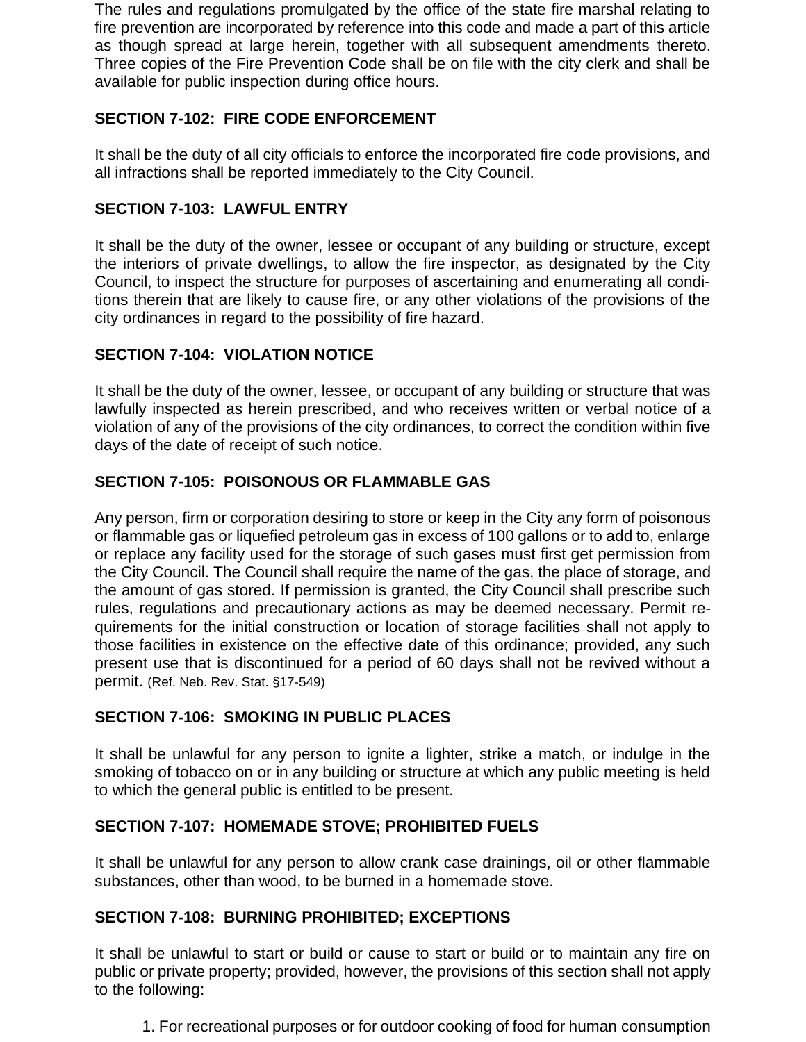The rules and regulations promulgated by the office of the state fire marshal relating to fire prevention are incorporated by reference into this code and made a part of this article as though spread at large herein, together with all subsequent amendments thereto. Three copies of the Fire Prevention Code shall be on file with the city clerk and shall be available for public inspection during office hours.

**SECTION 7-102: FIRE CODE ENFORCEMENT**

It shall be the duty of all city officials to enforce the incorporated fire code provisions, and all infractions shall be reported immediately to the City Council.

**SECTION 7-103: LAWFUL ENTRY**

It shall be the duty of the owner, lessee or occupant of any building or structure, except the interiors of private dwellings, to allow the fire inspector, as designated by the City Council, to inspect the structure for purposes of ascertaining and enumerating all conditions therein that are likely to cause fire, or any other violations of the provisions of the city ordinances in regard to the possibility of fire hazard.

**SECTION 7-104: VIOLATION NOTICE**

It shall be the duty of the owner, lessee, or occupant of any building or structure that was lawfully inspected as herein prescribed, and who receives written or verbal notice of a violation of any of the provisions of the city ordinances, to correct the condition within five days of the date of receipt of such notice.

**SECTION 7-105: POISONOUS OR FLAMMABLE GAS**

Any person, firm or corporation desiring to store or keep in the City any form of poisonous or flammable gas or liquefied petroleum gas in excess of 100 gallons or to add to, enlarge or replace any facility used for the storage of such gases must first get permission from the City Council. The Council shall require the name of the gas, the place of storage, and the amount of gas stored. If permission is granted, the City Council shall prescribe such rules, regulations and precautionary actions as may be deemed necessary. Permit requirements for the initial construction or location of storage facilities shall not apply to those facilities in existence on the effective date of this ordinance; provided, any such present use that is discontinued for a period of 60 days shall not be revived without a permit. (Ref. Neb. Rev. Stat. §17-549)

**SECTION 7-106: SMOKING IN PUBLIC PLACES**

It shall be unlawful for any person to ignite a lighter, strike a match, or indulge in the smoking of tobacco on or in any building or structure at which any public meeting is held to which the general public is entitled to be present.

**SECTION 7-107: HOMEMADE STOVE; PROHIBITED FUELS**

It shall be unlawful for any person to allow crank case drainings, oil or other flammable substances, other than wood, to be burned in a homemade stove.

**SECTION 7-108: BURNING PROHIBITED; EXCEPTIONS**

It shall be unlawful to start or build or cause to start or build or to maintain any fire on public or private property; provided, however, the provisions of this section shall not apply to the following:

1. For recreational purposes or for outdoor cooking of food for human consumption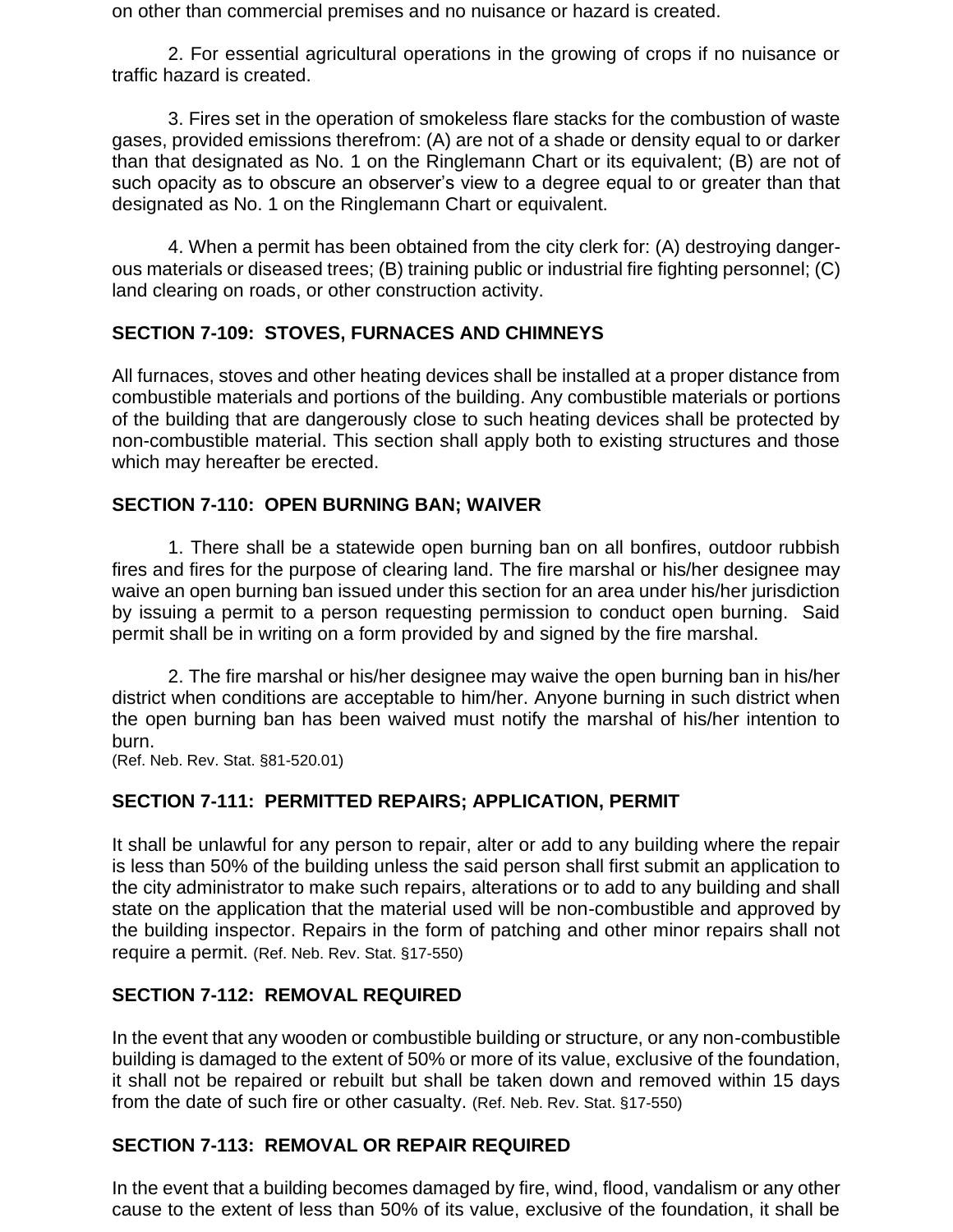on other than commercial premises and no nuisance or hazard is created.

2. For essential agricultural operations in the growing of crops if no nuisance or traffic hazard is created.

3. Fires set in the operation of smokeless flare stacks for the combustion of waste gases, provided emissions therefrom: (A) are not of a shade or density equal to or darker than that designated as No. 1 on the Ringlemann Chart or its equivalent; (B) are not of such opacity as to obscure an observer's view to a degree equal to or greater than that designated as No. 1 on the Ringlemann Chart or equivalent.

4. When a permit has been obtained from the city clerk for: (A) destroying dangerous materials or diseased trees; (B) training public or industrial fire fighting personnel; (C) land clearing on roads, or other construction activity.

## SECTION 7-109: STOVES, FURNACES AND CHIMNEYS

All furnaces, stoves and other heating devices shall be installed at a proper distance from combustible materials and portions of the building. Any combustible materials or portions of the building that are dangerously close to such heating devices shall be protected by non-combustible material. This section shall apply both to existing structures and those which may hereafter be erected.

## SECTION 7-110: OPEN BURNING BAN; WAIVER

1. There shall be a statewide open burning ban on all bonfires, outdoor rubbish fires and fires for the purpose of clearing land. The fire marshal or his/her designee may waive an open burning ban issued under this section for an area under his/her jurisdiction by issuing a permit to a person requesting permission to conduct open burning. Said permit shall be in writing on a form provided by and signed by the fire marshal.

2. The fire marshal or his/her designee may waive the open burning ban in his/her district when conditions are acceptable to him/her. Anyone burning in such district when the open burning ban has been waived must notify the marshal of his/her intention to burn.
(Ref. Neb. Rev. Stat. §81-520.01)

## SECTION 7-111: PERMITTED REPAIRS; APPLICATION, PERMIT

It shall be unlawful for any person to repair, alter or add to any building where the repair is less than 50% of the building unless the said person shall first submit an application to the city administrator to make such repairs, alterations or to add to any building and shall state on the application that the material used will be non-combustible and approved by the building inspector. Repairs in the form of patching and other minor repairs shall not require a permit. (Ref. Neb. Rev. Stat. §17-550)

## SECTION 7-112: REMOVAL REQUIRED

In the event that any wooden or combustible building or structure, or any non-combustible building is damaged to the extent of 50% or more of its value, exclusive of the foundation, it shall not be repaired or rebuilt but shall be taken down and removed within 15 days from the date of such fire or other casualty. (Ref. Neb. Rev. Stat. §17-550)

## SECTION 7-113: REMOVAL OR REPAIR REQUIRED

In the event that a building becomes damaged by fire, wind, flood, vandalism or any other cause to the extent of less than 50% of its value, exclusive of the foundation, it shall be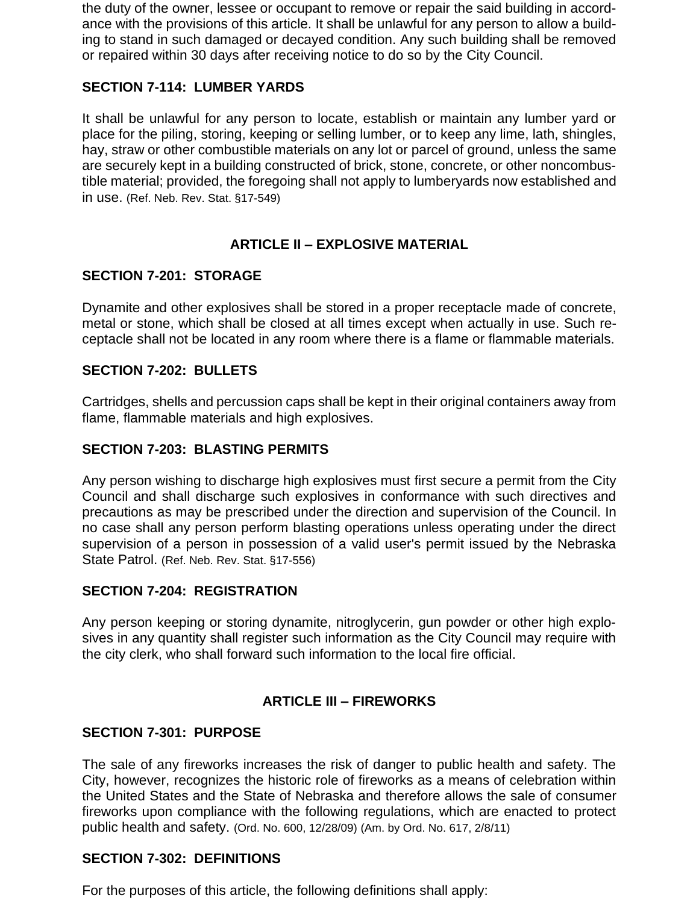the duty of the owner, lessee or occupant to remove or repair the said building in accordance with the provisions of this article. It shall be unlawful for any person to allow a building to stand in such damaged or decayed condition. Any such building shall be removed or repaired within 30 days after receiving notice to do so by the City Council.

### SECTION 7-114: LUMBER YARDS

It shall be unlawful for any person to locate, establish or maintain any lumber yard or place for the piling, storing, keeping or selling lumber, or to keep any lime, lath, shingles, hay, straw or other combustible materials on any lot or parcel of ground, unless the same are securely kept in a building constructed of brick, stone, concrete, or other noncombustible material; provided, the foregoing shall not apply to lumberyards now established and in use. (Ref. Neb. Rev. Stat. §17-549)

## ARTICLE II – EXPLOSIVE MATERIAL

### SECTION 7-201: STORAGE

Dynamite and other explosives shall be stored in a proper receptacle made of concrete, metal or stone, which shall be closed at all times except when actually in use. Such receptacle shall not be located in any room where there is a flame or flammable materials.

### SECTION 7-202: BULLETS

Cartridges, shells and percussion caps shall be kept in their original containers away from flame, flammable materials and high explosives.

### SECTION 7-203: BLASTING PERMITS

Any person wishing to discharge high explosives must first secure a permit from the City Council and shall discharge such explosives in conformance with such directives and precautions as may be prescribed under the direction and supervision of the Council. In no case shall any person perform blasting operations unless operating under the direct supervision of a person in possession of a valid user's permit issued by the Nebraska State Patrol. (Ref. Neb. Rev. Stat. §17-556)

### SECTION 7-204: REGISTRATION

Any person keeping or storing dynamite, nitroglycerin, gun powder or other high explosives in any quantity shall register such information as the City Council may require with the city clerk, who shall forward such information to the local fire official.

## ARTICLE III – FIREWORKS

### SECTION 7-301: PURPOSE

The sale of any fireworks increases the risk of danger to public health and safety. The City, however, recognizes the historic role of fireworks as a means of celebration within the United States and the State of Nebraska and therefore allows the sale of consumer fireworks upon compliance with the following regulations, which are enacted to protect public health and safety. (Ord. No. 600, 12/28/09) (Am. by Ord. No. 617, 2/8/11)

### SECTION 7-302: DEFINITIONS

For the purposes of this article, the following definitions shall apply: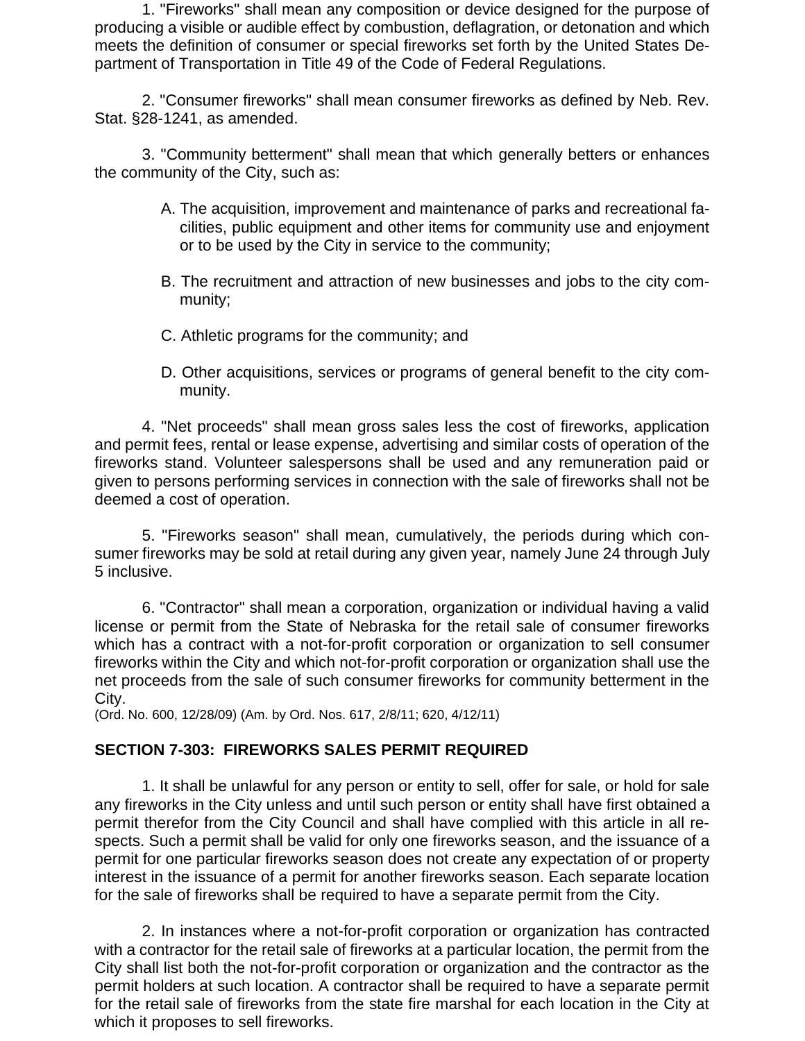1. "Fireworks" shall mean any composition or device designed for the purpose of producing a visible or audible effect by combustion, deflagration, or detonation and which meets the definition of consumer or special fireworks set forth by the United States Department of Transportation in Title 49 of the Code of Federal Regulations.

2. "Consumer fireworks" shall mean consumer fireworks as defined by Neb. Rev. Stat. §28-1241, as amended.

3. "Community betterment" shall mean that which generally betters or enhances the community of the City, such as:

A. The acquisition, improvement and maintenance of parks and recreational facilities, public equipment and other items for community use and enjoyment or to be used by the City in service to the community;

B. The recruitment and attraction of new businesses and jobs to the city community;

C. Athletic programs for the community; and

D. Other acquisitions, services or programs of general benefit to the city community.

4. "Net proceeds" shall mean gross sales less the cost of fireworks, application and permit fees, rental or lease expense, advertising and similar costs of operation of the fireworks stand. Volunteer salespersons shall be used and any remuneration paid or given to persons performing services in connection with the sale of fireworks shall not be deemed a cost of operation.

5. "Fireworks season" shall mean, cumulatively, the periods during which consumer fireworks may be sold at retail during any given year, namely June 24 through July 5 inclusive.

6. "Contractor" shall mean a corporation, organization or individual having a valid license or permit from the State of Nebraska for the retail sale of consumer fireworks which has a contract with a not-for-profit corporation or organization to sell consumer fireworks within the City and which not-for-profit corporation or organization shall use the net proceeds from the sale of such consumer fireworks for community betterment in the City.

(Ord. No. 600, 12/28/09) (Am. by Ord. Nos. 617, 2/8/11; 620, 4/12/11)

### SECTION 7-303: FIREWORKS SALES PERMIT REQUIRED

1. It shall be unlawful for any person or entity to sell, offer for sale, or hold for sale any fireworks in the City unless and until such person or entity shall have first obtained a permit therefor from the City Council and shall have complied with this article in all respects. Such a permit shall be valid for only one fireworks season, and the issuance of a permit for one particular fireworks season does not create any expectation of or property interest in the issuance of a permit for another fireworks season. Each separate location for the sale of fireworks shall be required to have a separate permit from the City.

2. In instances where a not-for-profit corporation or organization has contracted with a contractor for the retail sale of fireworks at a particular location, the permit from the City shall list both the not-for-profit corporation or organization and the contractor as the permit holders at such location. A contractor shall be required to have a separate permit for the retail sale of fireworks from the state fire marshal for each location in the City at which it proposes to sell fireworks.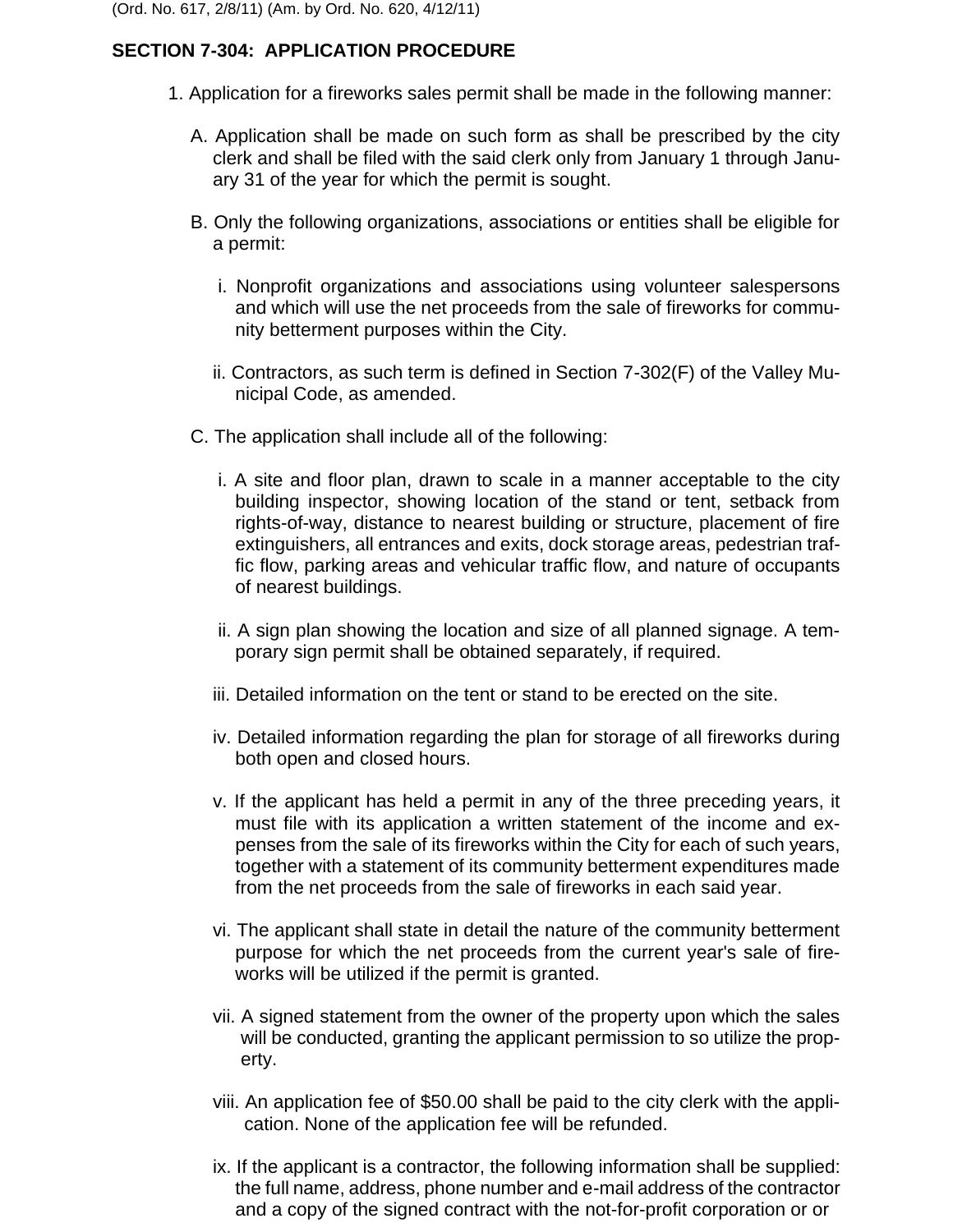(Ord. No. 617, 2/8/11) (Am. by Ord. No. 620, 4/12/11)

## SECTION 7-304: APPLICATION PROCEDURE

1. Application for a fireworks sales permit shall be made in the following manner:

   A. Application shall be made on such form as shall be prescribed by the city clerk and shall be filed with the said clerk only from January 1 through January 31 of the year for which the permit is sought.

   B. Only the following organizations, associations or entities shall be eligible for a permit:

      i. Nonprofit organizations and associations using volunteer salespersons and which will use the net proceeds from the sale of fireworks for community betterment purposes within the City.

      ii. Contractors, as such term is defined in Section 7-302(F) of the Valley Municipal Code, as amended.

   C. The application shall include all of the following:

      i. A site and floor plan, drawn to scale in a manner acceptable to the city building inspector, showing location of the stand or tent, setback from rights-of-way, distance to nearest building or structure, placement of fire extinguishers, all entrances and exits, dock storage areas, pedestrian traffic flow, parking areas and vehicular traffic flow, and nature of occupants of nearest buildings.

      ii. A sign plan showing the location and size of all planned signage. A temporary sign permit shall be obtained separately, if required.

      iii. Detailed information on the tent or stand to be erected on the site.

      iv. Detailed information regarding the plan for storage of all fireworks during both open and closed hours.

      v. If the applicant has held a permit in any of the three preceding years, it must file with its application a written statement of the income and expenses from the sale of its fireworks within the City for each of such years, together with a statement of its community betterment expenditures made from the net proceeds from the sale of fireworks in each said year.

      vi. The applicant shall state in detail the nature of the community betterment purpose for which the net proceeds from the current year's sale of fireworks will be utilized if the permit is granted.

      vii. A signed statement from the owner of the property upon which the sales will be conducted, granting the applicant permission to so utilize the property.

      viii. An application fee of $50.00 shall be paid to the city clerk with the application. None of the application fee will be refunded.

      ix. If the applicant is a contractor, the following information shall be supplied: the full name, address, phone number and e-mail address of the contractor and a copy of the signed contract with the not-for-profit corporation or or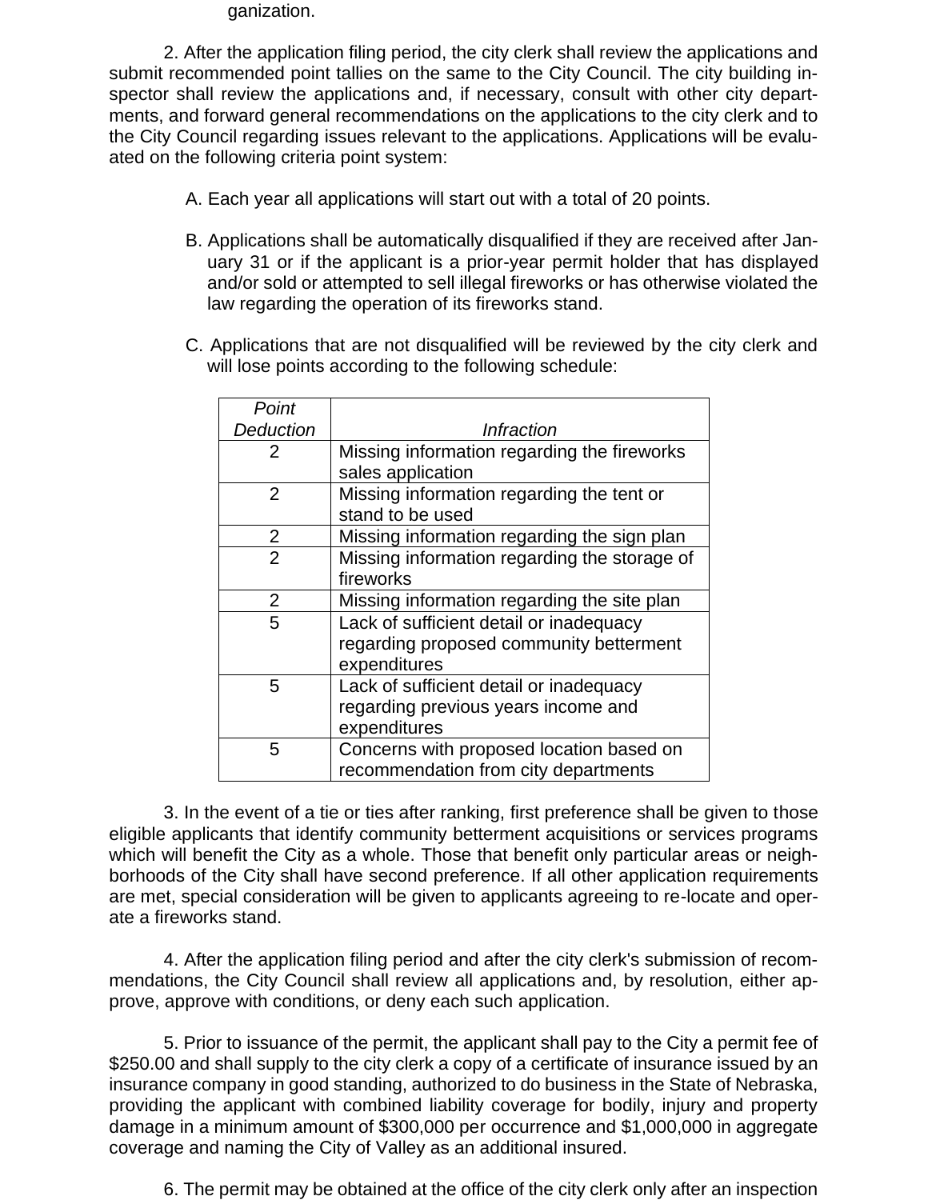ganization.

2. After the application filing period, the city clerk shall review the applications and submit recommended point tallies on the same to the City Council. The city building inspector shall review the applications and, if necessary, consult with other city departments, and forward general recommendations on the applications to the city clerk and to the City Council regarding issues relevant to the applications. Applications will be evaluated on the following criteria point system:

A. Each year all applications will start out with a total of 20 points.

B. Applications shall be automatically disqualified if they are received after January 31 or if the applicant is a prior-year permit holder that has displayed and/or sold or attempted to sell illegal fireworks or has otherwise violated the law regarding the operation of its fireworks stand.

C. Applications that are not disqualified will be reviewed by the city clerk and will lose points according to the following schedule:

| *Point Deduction* | *Infraction* |
|---|---|
| 2 | Missing information regarding the fireworks sales application |
| 2 | Missing information regarding the tent or stand to be used |
| 2 | Missing information regarding the sign plan |
| 2 | Missing information regarding the storage of fireworks |
| 2 | Missing information regarding the site plan |
| 5 | Lack of sufficient detail or inadequacy regarding proposed community betterment expenditures |
| 5 | Lack of sufficient detail or inadequacy regarding previous years income and expenditures |
| 5 | Concerns with proposed location based on recommendation from city departments |

3. In the event of a tie or ties after ranking, first preference shall be given to those eligible applicants that identify community betterment acquisitions or services programs which will benefit the City as a whole. Those that benefit only particular areas or neighborhoods of the City shall have second preference. If all other application requirements are met, special consideration will be given to applicants agreeing to re-locate and operate a fireworks stand.

4. After the application filing period and after the city clerk's submission of recommendations, the City Council shall review all applications and, by resolution, either approve, approve with conditions, or deny each such application.

5. Prior to issuance of the permit, the applicant shall pay to the City a permit fee of $250.00 and shall supply to the city clerk a copy of a certificate of insurance issued by an insurance company in good standing, authorized to do business in the State of Nebraska, providing the applicant with combined liability coverage for bodily, injury and property damage in a minimum amount of $300,000 per occurrence and $1,000,000 in aggregate coverage and naming the City of Valley as an additional insured.

6. The permit may be obtained at the office of the city clerk only after an inspection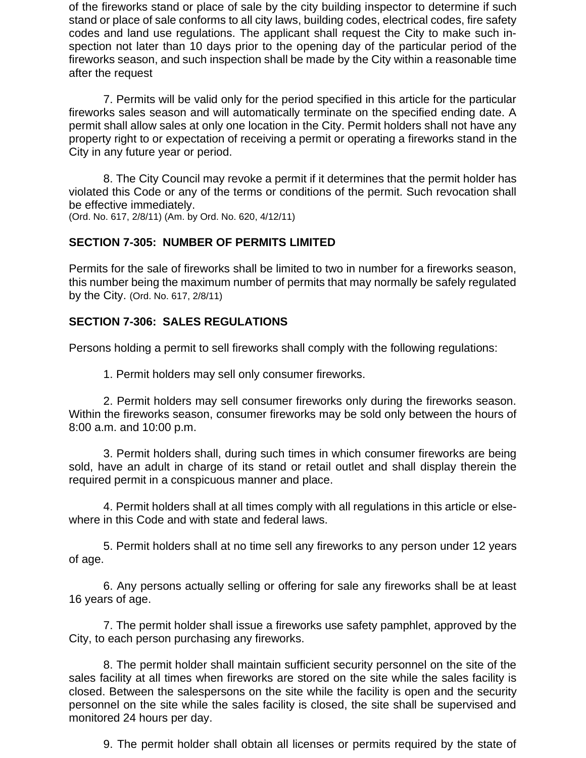of the fireworks stand or place of sale by the city building inspector to determine if such stand or place of sale conforms to all city laws, building codes, electrical codes, fire safety codes and land use regulations. The applicant shall request the City to make such inspection not later than 10 days prior to the opening day of the particular period of the fireworks season, and such inspection shall be made by the City within a reasonable time after the request

7. Permits will be valid only for the period specified in this article for the particular fireworks sales season and will automatically terminate on the specified ending date. A permit shall allow sales at only one location in the City. Permit holders shall not have any property right to or expectation of receiving a permit or operating a fireworks stand in the City in any future year or period.

8. The City Council may revoke a permit if it determines that the permit holder has violated this Code or any of the terms or conditions of the permit. Such revocation shall be effective immediately.
(Ord. No. 617, 2/8/11) (Am. by Ord. No. 620, 4/12/11)

## SECTION 7-305: NUMBER OF PERMITS LIMITED

Permits for the sale of fireworks shall be limited to two in number for a fireworks season, this number being the maximum number of permits that may normally be safely regulated by the City. (Ord. No. 617, 2/8/11)

## SECTION 7-306: SALES REGULATIONS

Persons holding a permit to sell fireworks shall comply with the following regulations:

1. Permit holders may sell only consumer fireworks.

2. Permit holders may sell consumer fireworks only during the fireworks season. Within the fireworks season, consumer fireworks may be sold only between the hours of 8:00 a.m. and 10:00 p.m.

3. Permit holders shall, during such times in which consumer fireworks are being sold, have an adult in charge of its stand or retail outlet and shall display therein the required permit in a conspicuous manner and place.

4. Permit holders shall at all times comply with all regulations in this article or elsewhere in this Code and with state and federal laws.

5. Permit holders shall at no time sell any fireworks to any person under 12 years of age.

6. Any persons actually selling or offering for sale any fireworks shall be at least 16 years of age.

7. The permit holder shall issue a fireworks use safety pamphlet, approved by the City, to each person purchasing any fireworks.

8. The permit holder shall maintain sufficient security personnel on the site of the sales facility at all times when fireworks are stored on the site while the sales facility is closed. Between the salespersons on the site while the facility is open and the security personnel on the site while the sales facility is closed, the site shall be supervised and monitored 24 hours per day.

9. The permit holder shall obtain all licenses or permits required by the state of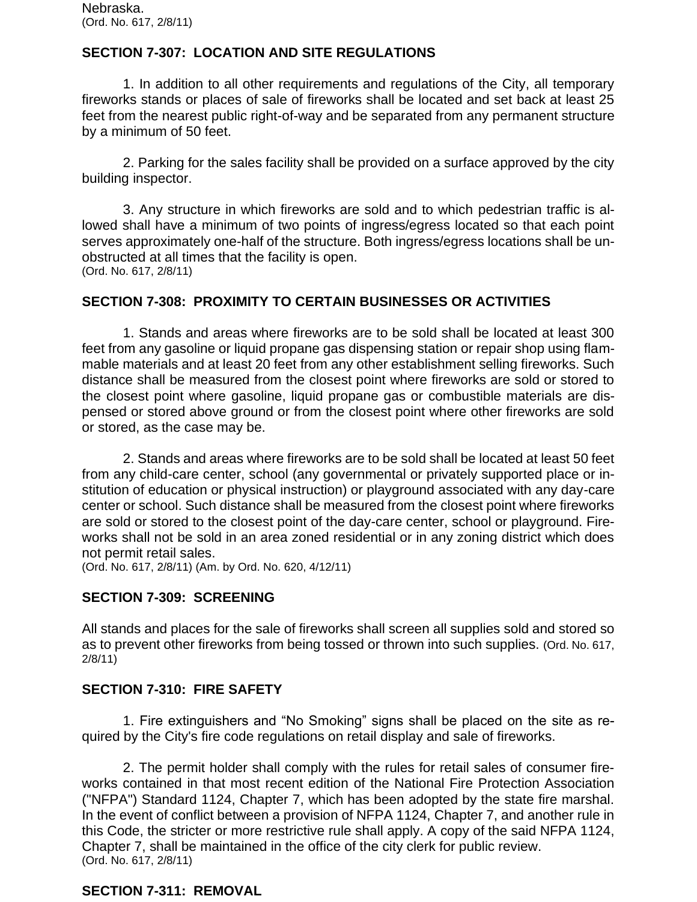Nebraska.
(Ord. No. 617, 2/8/11)

### SECTION 7-307: LOCATION AND SITE REGULATIONS

1. In addition to all other requirements and regulations of the City, all temporary fireworks stands or places of sale of fireworks shall be located and set back at least 25 feet from the nearest public right-of-way and be separated from any permanent structure by a minimum of 50 feet.

2. Parking for the sales facility shall be provided on a surface approved by the city building inspector.

3. Any structure in which fireworks are sold and to which pedestrian traffic is allowed shall have a minimum of two points of ingress/egress located so that each point serves approximately one-half of the structure. Both ingress/egress locations shall be unobstructed at all times that the facility is open.
(Ord. No. 617, 2/8/11)

### SECTION 7-308: PROXIMITY TO CERTAIN BUSINESSES OR ACTIVITIES

1. Stands and areas where fireworks are to be sold shall be located at least 300 feet from any gasoline or liquid propane gas dispensing station or repair shop using flammable materials and at least 20 feet from any other establishment selling fireworks. Such distance shall be measured from the closest point where fireworks are sold or stored to the closest point where gasoline, liquid propane gas or combustible materials are dispensed or stored above ground or from the closest point where other fireworks are sold or stored, as the case may be.

2. Stands and areas where fireworks are to be sold shall be located at least 50 feet from any child-care center, school (any governmental or privately supported place or institution of education or physical instruction) or playground associated with any day-care center or school. Such distance shall be measured from the closest point where fireworks are sold or stored to the closest point of the day-care center, school or playground. Fireworks shall not be sold in an area zoned residential or in any zoning district which does not permit retail sales.
(Ord. No. 617, 2/8/11) (Am. by Ord. No. 620, 4/12/11)

### SECTION 7-309: SCREENING

All stands and places for the sale of fireworks shall screen all supplies sold and stored so as to prevent other fireworks from being tossed or thrown into such supplies. (Ord. No. 617, 2/8/11)

### SECTION 7-310: FIRE SAFETY

1. Fire extinguishers and "No Smoking" signs shall be placed on the site as required by the City's fire code regulations on retail display and sale of fireworks.

2. The permit holder shall comply with the rules for retail sales of consumer fireworks contained in that most recent edition of the National Fire Protection Association ("NFPA") Standard 1124, Chapter 7, which has been adopted by the state fire marshal. In the event of conflict between a provision of NFPA 1124, Chapter 7, and another rule in this Code, the stricter or more restrictive rule shall apply. A copy of the said NFPA 1124, Chapter 7, shall be maintained in the office of the city clerk for public review.
(Ord. No. 617, 2/8/11)

### SECTION 7-311: REMOVAL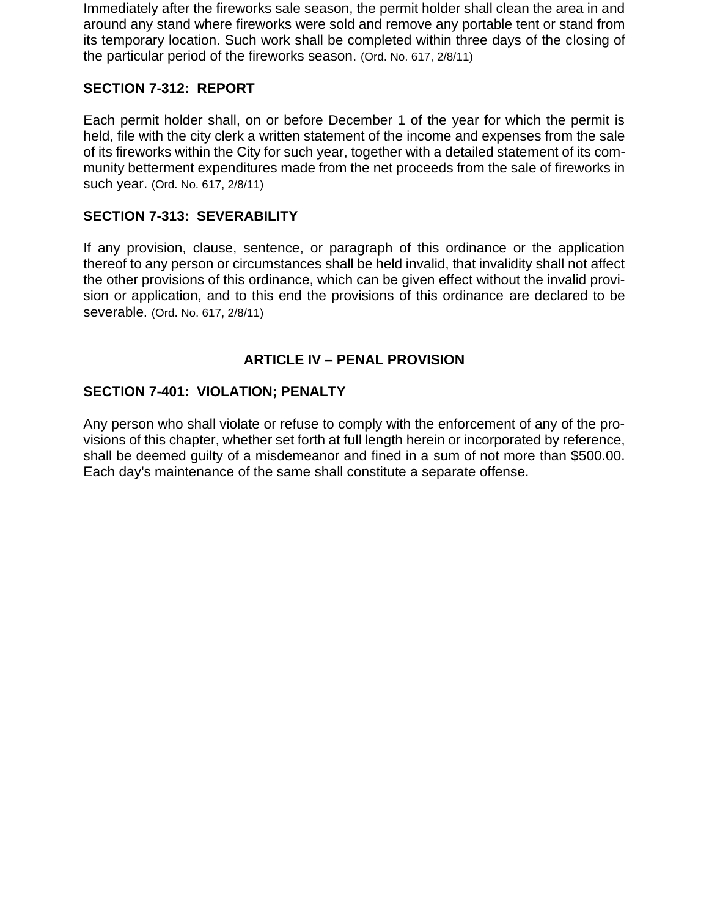Immediately after the fireworks sale season, the permit holder shall clean the area in and around any stand where fireworks were sold and remove any portable tent or stand from its temporary location. Such work shall be completed within three days of the closing of the particular period of the fireworks season. (Ord. No. 617, 2/8/11)

### SECTION 7-312: REPORT

Each permit holder shall, on or before December 1 of the year for which the permit is held, file with the city clerk a written statement of the income and expenses from the sale of its fireworks within the City for such year, together with a detailed statement of its community betterment expenditures made from the net proceeds from the sale of fireworks in such year. (Ord. No. 617, 2/8/11)

### SECTION 7-313: SEVERABILITY

If any provision, clause, sentence, or paragraph of this ordinance or the application thereof to any person or circumstances shall be held invalid, that invalidity shall not affect the other provisions of this ordinance, which can be given effect without the invalid provision or application, and to this end the provisions of this ordinance are declared to be severable. (Ord. No. 617, 2/8/11)

## ARTICLE IV – PENAL PROVISION

### SECTION 7-401: VIOLATION; PENALTY

Any person who shall violate or refuse to comply with the enforcement of any of the provisions of this chapter, whether set forth at full length herein or incorporated by reference, shall be deemed guilty of a misdemeanor and fined in a sum of not more than $500.00. Each day's maintenance of the same shall constitute a separate offense.